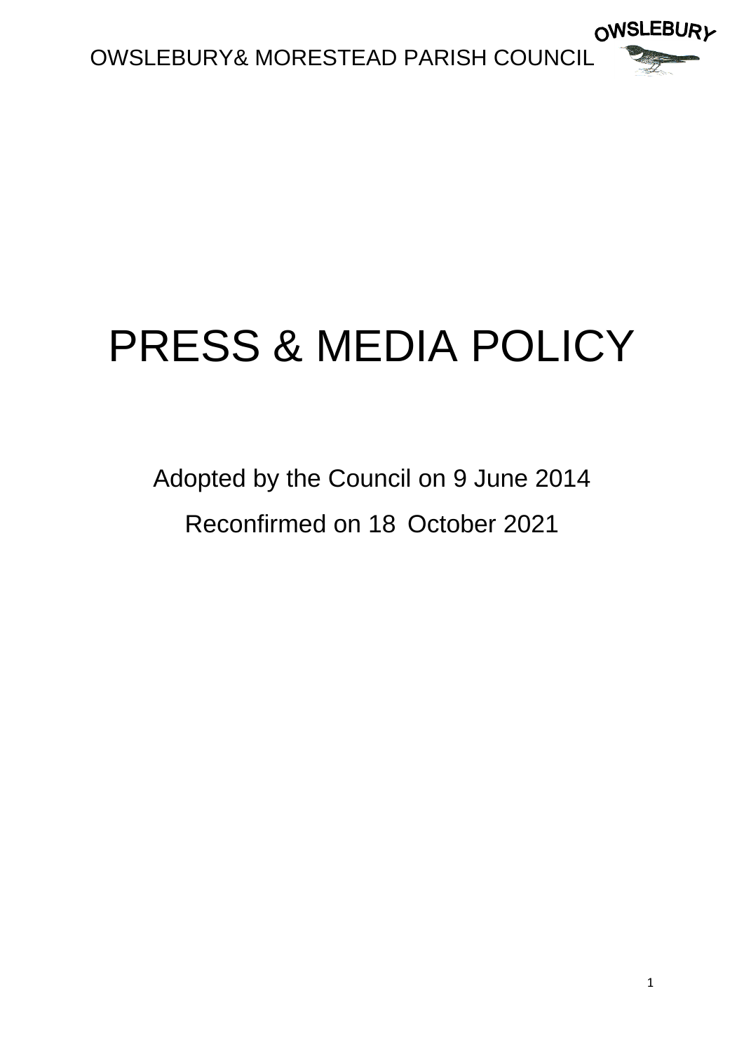OWSLEBURY& MORESTEAD PARISH COUNCIL

# PRESS & MEDIA POLICY

Adopted by the Council on 9 June 2014

Reconfirmed on 18 October 2021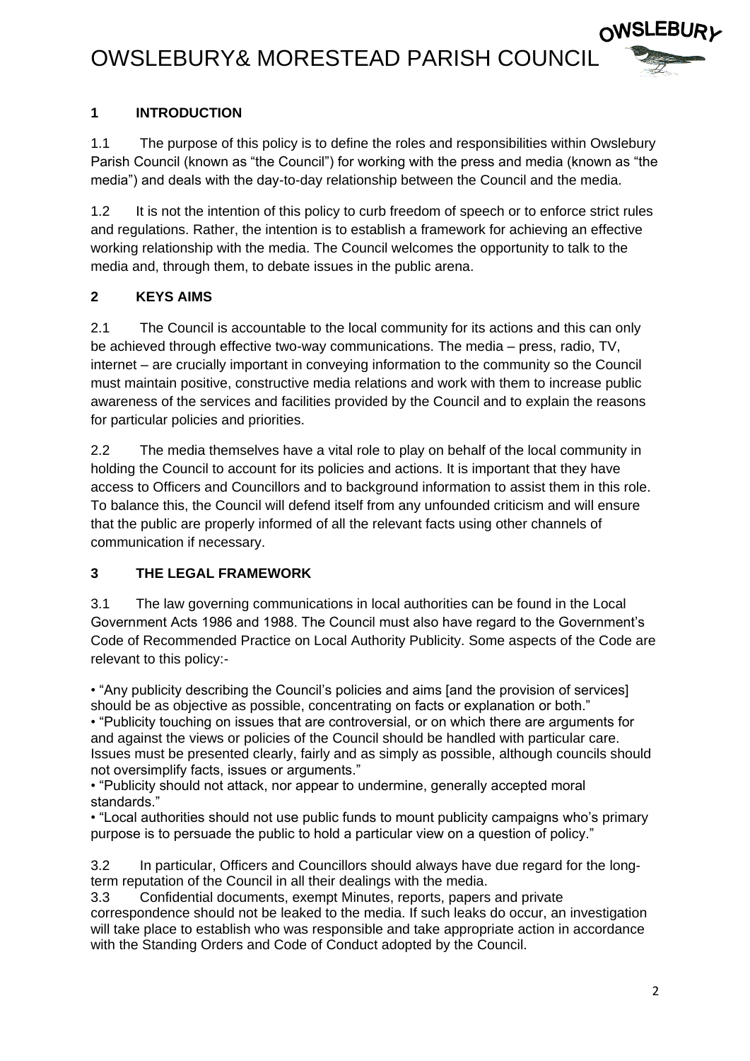# OWSLEBURY& MORESTEAD PARISH COUNCIL

## 1 INTRODUCTION

1.1 The purpose of this policy is to define the roles and responsibilities within Owslebury Parish Council (known as "the Council") for working with the press and media (known as "the media") and deals with the day-to-day relationship between the Council and the media.

1.2 It is not the intention of this policy to curb freedom of speech or to enforce strict rules and regulations. Rather, the intention is to establish a framework for achieving an effective working relationship with the media. The Council welcomes the opportunity to talk to the media and, through them, to debate issues in the public arena.

## 2 KEYS AIMS

2.1 The Council is accountable to the local community for its actions and this can only be achieved through effective two-way communications. The media – press, radio, TV, internet – are crucially important in conveying information to the community so the Council must maintain positive, constructive media relations and work with them to increase public awareness of the services and facilities provided by the Council and to explain the reasons for particular policies and priorities.

2.2 The media themselves have a vital role to play on behalf of the local community in holding the Council to account for its policies and actions. It is important that they have access to Officers and Councillors and to background information to assist them in this role. To balance this, the Council will defend itself from any unfounded criticism and will ensure that the public are properly informed of all the relevant facts using other channels of communication if necessary.

## 3 THE LEGAL FRAMEWORK

3.1 The law governing communications in local authorities can be found in the Local Government Acts 1986 and 1988. The Council must also have regard to the Government's Code of Recommended Practice on Local Authority Publicity. Some aspects of the Code are relevant to this policy:-

- "Any publicity describing the Council's policies and aims [and the provision of services] should be as objective as possible, concentrating on facts or explanation or both."
- "Publicity touching on issues that are controversial, or on which there are arguments for and against the views or policies of the Council should be handled with particular care. Issues must be presented clearly, fairly and as simply as possible, although councils should not oversimplify facts, issues or arguments."
- "Publicity should not attack, nor appear to undermine, generally accepted moral standards."
- "Local authorities should not use public funds to mount publicity campaigns who's primary purpose is to persuade the public to hold a particular view on a question of policy."

3.2 In particular, Officers and Councillors should always have due regard for the long-term reputation of the Council in all their dealings with the media.

3.3 Confidential documents, exempt Minutes, reports, papers and private correspondence should not be leaked to the media. If such leaks do occur, an investigation will take place to establish who was responsible and take appropriate action in accordance with the Standing Orders and Code of Conduct adopted by the Council.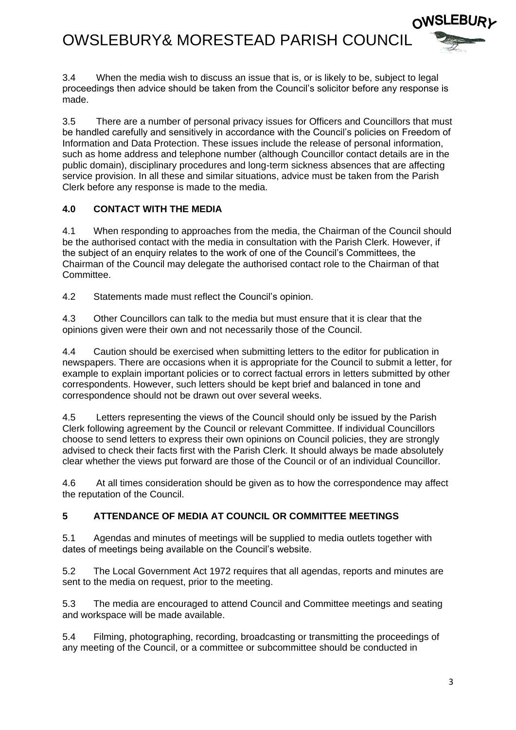3.4 When the media wish to discuss an issue that is, or is likely to be, subject to legal proceedings then advice should be taken from the Council's solicitor before any response is made.

3.5 There are a number of personal privacy issues for Officers and Councillors that must be handled carefully and sensitively in accordance with the Council's policies on Freedom of Information and Data Protection. These issues include the release of personal information, such as home address and telephone number (although Councillor contact details are in the public domain), disciplinary procedures and long-term sickness absences that are affecting service provision. In all these and similar situations, advice must be taken from the Parish Clerk before any response is made to the media.

## 4.0 CONTACT WITH THE MEDIA

4.1 When responding to approaches from the media, the Chairman of the Council should be the authorised contact with the media in consultation with the Parish Clerk. However, if the subject of an enquiry relates to the work of one of the Council's Committees, the Chairman of the Council may delegate the authorised contact role to the Chairman of that Committee.

4.2 Statements made must reflect the Council's opinion.

4.3 Other Councillors can talk to the media but must ensure that it is clear that the opinions given were their own and not necessarily those of the Council.

4.4 Caution should be exercised when submitting letters to the editor for publication in newspapers. There are occasions when it is appropriate for the Council to submit a letter, for example to explain important policies or to correct factual errors in letters submitted by other correspondents. However, such letters should be kept brief and balanced in tone and correspondence should not be drawn out over several weeks.

4.5 Letters representing the views of the Council should only be issued by the Parish Clerk following agreement by the Council or relevant Committee. If individual Councillors choose to send letters to express their own opinions on Council policies, they are strongly advised to check their facts first with the Parish Clerk. It should always be made absolutely clear whether the views put forward are those of the Council or of an individual Councillor.

4.6 At all times consideration should be given as to how the correspondence may affect the reputation of the Council.

## 5 ATTENDANCE OF MEDIA AT COUNCIL OR COMMITTEE MEETINGS

5.1 Agendas and minutes of meetings will be supplied to media outlets together with dates of meetings being available on the Council's website.

5.2 The Local Government Act 1972 requires that all agendas, reports and minutes are sent to the media on request, prior to the meeting.

5.3 The media are encouraged to attend Council and Committee meetings and seating and workspace will be made available.

5.4 Filming, photographing, recording, broadcasting or transmitting the proceedings of any meeting of the Council, or a committee or subcommittee should be conducted in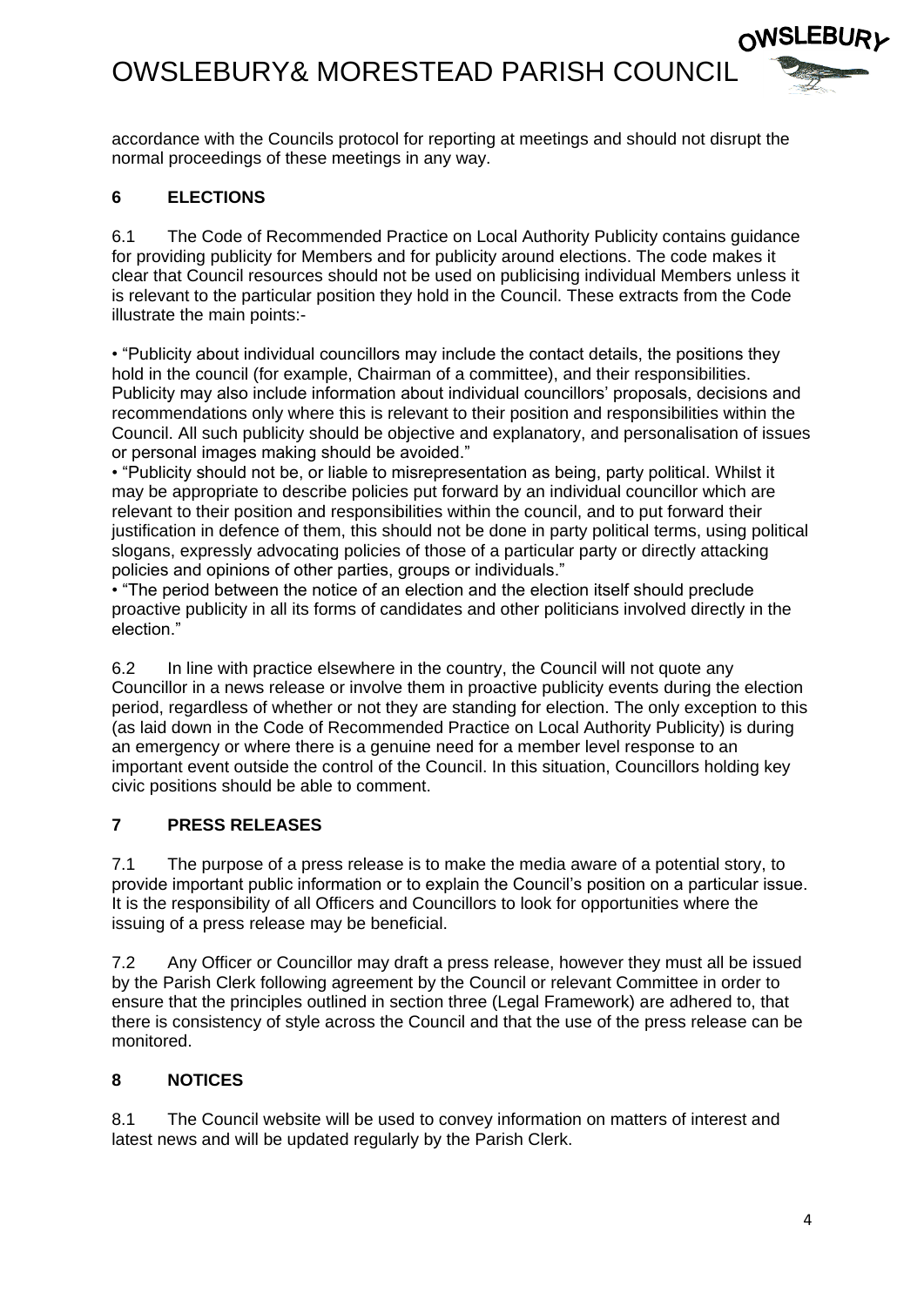accordance with the Councils protocol for reporting at meetings and should not disrupt the normal proceedings of these meetings in any way.

## 6 ELECTIONS

6.1 The Code of Recommended Practice on Local Authority Publicity contains guidance for providing publicity for Members and for publicity around elections. The code makes it clear that Council resources should not be used on publicising individual Members unless it is relevant to the particular position they hold in the Council. These extracts from the Code illustrate the main points:-

- "Publicity about individual councillors may include the contact details, the positions they hold in the council (for example, Chairman of a committee), and their responsibilities. Publicity may also include information about individual councillors' proposals, decisions and recommendations only where this is relevant to their position and responsibilities within the Council. All such publicity should be objective and explanatory, and personalisation of issues or personal images making should be avoided."
- "Publicity should not be, or liable to misrepresentation as being, party political. Whilst it may be appropriate to describe policies put forward by an individual councillor which are relevant to their position and responsibilities within the council, and to put forward their justification in defence of them, this should not be done in party political terms, using political slogans, expressly advocating policies of those of a particular party or directly attacking policies and opinions of other parties, groups or individuals."
- "The period between the notice of an election and the election itself should preclude proactive publicity in all its forms of candidates and other politicians involved directly in the election."

6.2 In line with practice elsewhere in the country, the Council will not quote any Councillor in a news release or involve them in proactive publicity events during the election period, regardless of whether or not they are standing for election. The only exception to this (as laid down in the Code of Recommended Practice on Local Authority Publicity) is during an emergency or where there is a genuine need for a member level response to an important event outside the control of the Council. In this situation, Councillors holding key civic positions should be able to comment.

## 7 PRESS RELEASES

7.1 The purpose of a press release is to make the media aware of a potential story, to provide important public information or to explain the Council's position on a particular issue. It is the responsibility of all Officers and Councillors to look for opportunities where the issuing of a press release may be beneficial.

7.2 Any Officer or Councillor may draft a press release, however they must all be issued by the Parish Clerk following agreement by the Council or relevant Committee in order to ensure that the principles outlined in section three (Legal Framework) are adhered to, that there is consistency of style across the Council and that the use of the press release can be monitored.

## 8 NOTICES

8.1 The Council website will be used to convey information on matters of interest and latest news and will be updated regularly by the Parish Clerk.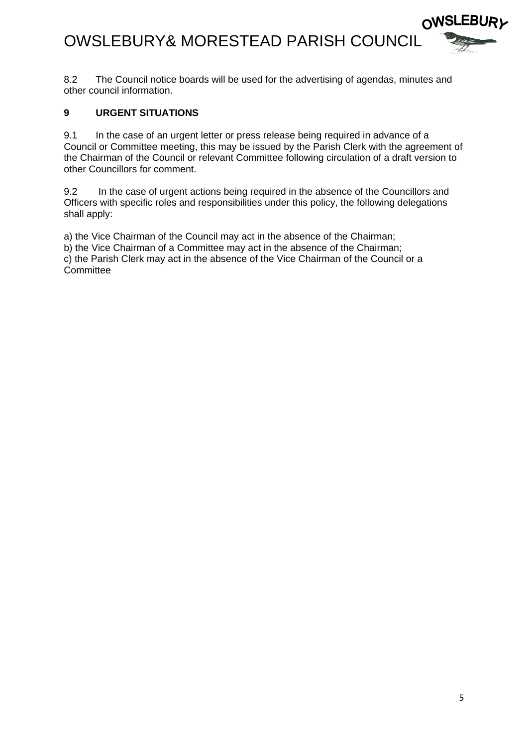8.2 The Council notice boards will be used for the advertising of agendas, minutes and other council information.

## 9 URGENT SITUATIONS

9.1 In the case of an urgent letter or press release being required in advance of a Council or Committee meeting, this may be issued by the Parish Clerk with the agreement of the Chairman of the Council or relevant Committee following circulation of a draft version to other Councillors for comment.

9.2 In the case of urgent actions being required in the absence of the Councillors and Officers with specific roles and responsibilities under this policy, the following delegations shall apply:

a) the Vice Chairman of the Council may act in the absence of the Chairman;
b) the Vice Chairman of a Committee may act in the absence of the Chairman;
c) the Parish Clerk may act in the absence of the Vice Chairman of the Council or a Committee